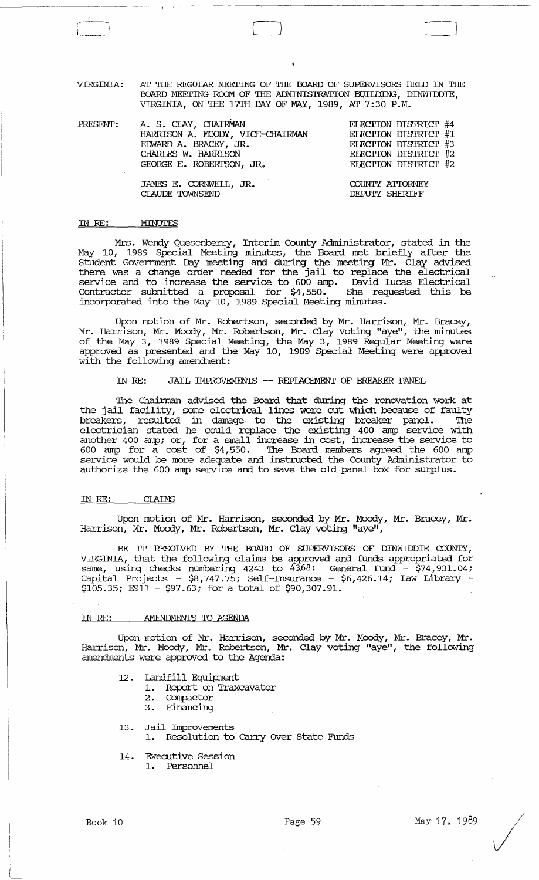VIRGINIA: AT THE REGULAR MEETING OF THE BOARD OF SUPERVISORS HELD IN THE BOARD MEETING ROOM OF THE ADMINISTRATION BUILDING, DINWIDDIE, VIRGINIA, ON THE 17TH DAY OF MAY, 1989, AT 7:30 P.M.

| PRESENT: | | |
|---|---|---|
| | A. S. CLAY, CHAIRMAN | ELECTION DISTRICT #4 |
| | HARRISON A. MOODY, VICE-CHAIRMAN | ELECTION DISTRICT #1 |
| | EDWARD A. BRACEY, JR. | ELECTION DISTRICT #3 |
| | CHARLES W. HARRISON | ELECTION DISTRICT #2 |
| | GEORGE E. ROBERTSON, JR. | ELECTION DISTRICT #2 |
| | JAMES E. CORNWELL, JR. | COUNTY ATTORNEY |
| | CLAUDE TOWNSEND | DEPUTY SHERIFF |

## IN RE: MINUTES

Mrs. Wendy Quesenberry, Interim County Administrator, stated in the May 10, 1989 Special Meeting minutes, the Board met briefly after the Student Government Day meeting and during the meeting Mr. Clay advised there was a change order needed for the jail to replace the electrical service and to increase the service to 600 amp. David Lucas Electrical Contractor submitted a proposal for $4,550. She requested this be incorporated into the May 10, 1989 Special Meeting minutes.

Upon motion of Mr. Robertson, seconded by Mr. Harrison, Mr. Bracey, Mr. Harrison, Mr. Moody, Mr. Robertson, Mr. Clay voting "aye", the minutes of the May 3, 1989 Special Meeting, the May 3, 1989 Regular Meeting were approved as presented and the May 10, 1989 Special Meeting were approved with the following amendment:

IN RE: JAIL IMPROVEMENTS -- REPLACEMENT OF BREAKER PANEL

The Chairman advised the Board that during the renovation work at the jail facility, some electrical lines were cut which because of faulty breakers, resulted in damage to the existing breaker panel. The electrician stated he could replace the existing 400 amp service with another 400 amp; or, for a small increase in cost, increase the service to 600 amp for a cost of $4,550. The Board members agreed the 600 amp service would be more adequate and instructed the County Administrator to authorize the 600 amp service and to save the old panel box for surplus.

## IN RE: CLAIMS

Upon motion of Mr. Harrison, seconded by Mr. Moody, Mr. Bracey, Mr. Harrison, Mr. Moody, Mr. Robertson, Mr. Clay voting "aye",

BE IT RESOLVED BY THE BOARD OF SUPERVISORS OF DINWIDDIE COUNTY, VIRGINIA, that the following claims be approved and funds appropriated for same, using checks numbering 4243 to 4368: General Fund - $74,931.04; Capital Projects - $8,747.75; Self-Insurance - $6,426.14; Law Library - $105.35; E911 - $97.63; for a total of $90,307.91.

## IN RE: AMENDMENTS TO AGENDA

Upon motion of Mr. Harrison, seconded by Mr. Moody, Mr. Bracey, Mr. Harrison, Mr. Moody, Mr. Robertson, Mr. Clay voting "aye", the following amendments were approved to the Agenda:

12. Landfill Equipment
    1. Report on Traxcavator
    2. Compactor
    3. Financing

13. Jail Improvements
    1. Resolution to Carry Over State Funds

14. Executive Session
    1. Personnel

Book 10 May 17, 1989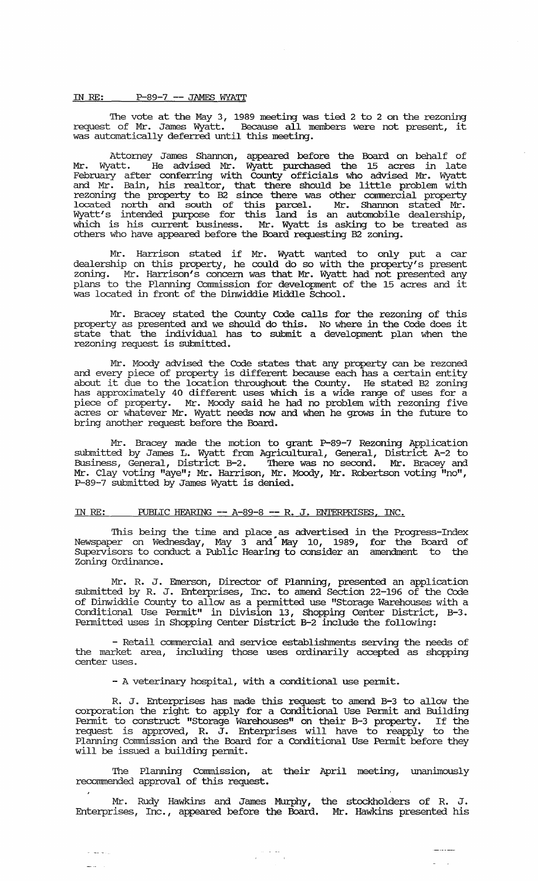IN RE: P-89-7 -- JAMES WYATT

The vote at the May 3, 1989 meeting was tied 2 to 2 on the rezoning request of Mr. James Wyatt. Because all members were not present, it was automatically deferred until this meeting.

Attorney James Shannon, appeared before the Board on behalf of Mr. Wyatt. He advised Mr. Wyatt purchased the 15 acres in late February after conferring with County officials who advised Mr. Wyatt and Mr. Bain, his realtor, that there should be little problem with rezoning the property to B2 since there was other commercial property located north and south of this parcel. Mr. Shannon stated Mr. Wyatt's intended purpose for this land is an automobile dealership, which is his current business. Mr. Wyatt is asking to be treated as others who have appeared before the Board requesting B2 zoning.

Mr. Harrison stated if Mr. Wyatt wanted to only put a car dealership on this property, he could do so with the property's present zoning. Mr. Harrison's concern was that Mr. Wyatt had not presented any plans to the Planning Commission for development of the 15 acres and it was located in front of the Dinwiddie Middle School.

Mr. Bracey stated the County Code calls for the rezoning of this property as presented and we should do this. No where in the Code does it state that the individual has to submit a development plan when the rezoning request is submitted.

Mr. Moody advised the Code states that any property can be rezoned and every piece of property is different because each has a certain entity about it due to the location throughout the County. He stated B2 zoning has approximately 40 different uses which is a wide range of uses for a piece of property. Mr. Moody said he had no problem with rezoning five acres or whatever Mr. Wyatt needs now and when he grows in the future to bring another request before the Board.

Mr. Bracey made the motion to grant P-89-7 Rezoning Application submitted by James L. Wyatt from Agricultural, General, District A-2 to Business, General, District B-2. There was no second. Mr. Bracey and Mr. Clay voting "aye"; Mr. Harrison, Mr. Moody, Mr. Robertson voting "no", P-89-7 submitted by James Wyatt is denied.

IN RE: PUBLIC HEARING -- A-89-8 -- R. J. ENTERPRISES, INC.

This being the time and place as advertised in the Progress-Index Newspaper on Wednesday, May 3 and May 10, 1989, for the Board of Supervisors to conduct a Public Hearing to consider an amendment to the Zoning Ordinance.

Mr. R. J. Emerson, Director of Planning, presented an application submitted by R. J. Enterprises, Inc. to amend Section 22-196 of the Code of Dinwiddie County to allow as a permitted use "Storage Warehouses with a Conditional Use Permit" in Division 13, Shopping Center District, B-3. Permitted uses in Shopping Center District B-2 include the following:

- Retail commercial and service establishments serving the needs of the market area, including those uses ordinarily accepted as shopping center uses.

- A veterinary hospital, with a conditional use permit.

R. J. Enterprises has made this request to amend B-3 to allow the corporation the right to apply for a Conditional Use Permit and Building Permit to construct "Storage Warehouses" on their B-3 property. If the request is approved, R. J. Enterprises will have to reapply to the Planning Commission and the Board for a Conditional Use Permit before they will be issued a building permit.

The Planning Commission, at their April meeting, unanimously recommended approval of this request.

Mr. Rudy Hawkins and James Murphy, the stockholders of R. J. Enterprises, Inc., appeared before the Board. Mr. Hawkins presented his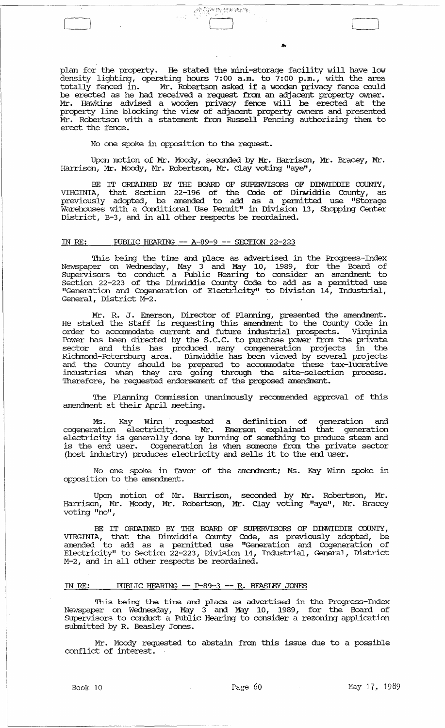plan for the property. He stated the mini-storage facility will have low density lighting, operating hours 7:00 a.m. to 7:00 p.m., with the area totally fenced in. Mr. Robertson asked if a wooden privacy fence could be erected as he had received a request from an adjacent property owner. Mr. Hawkins advised a wooden privacy fence will be erected at the property line blocking the view of adjacent property owners and presented Mr. Robertson with a statement from Russell Fencing authorizing them to erect the fence.

No one spoke in opposition to the request.

Upon motion of Mr. Moody, seconded by Mr. Harrison, Mr. Bracey, Mr. Harrison, Mr. Moody, Mr. Robertson, Mr. Clay voting "aye",

BE IT ORDAINED BY THE BOARD OF SUPERVISORS OF DINWIDDIE COUNTY, VIRGINIA, that Section 22-196 of the Code of Dinwiddie County, as previously adopted, be amended to add as a permitted use "Storage Warehouses with a Conditional Use Permit" in Division 13, Shopping Center District, B-3, and in all other respects be reordained.

IN RE: PUBLIC HEARING -- A-89-9 -- SECTION 22-223

This being the time and place as advertised in the Progress-Index Newspaper on Wednesday, May 3 and May 10, 1989, for the Board of Supervisors to conduct a Public Hearing to consider an amendment to Section 22-223 of the Dinwiddie County Code to add as a permitted use "Generation and Cogeneration of Electricity" to Division 14, Industrial, General, District M-2.

Mr. R. J. Emerson, Director of Planning, presented the amendment. He stated the Staff is requesting this amendment to the County Code in order to accommodate current and future industrial prospects. Virginia Power has been directed by the S.C.C. to purchase power from the private sector and this has produced many congeneration projects in the Richmond-Petersburg area. Dinwiddie has been viewed by several projects and the County should be prepared to accommodate these tax-lucrative industries when they are going through the site-selection process. Therefore, he requested endorsement of the proposed amendment.

The Planning Commission unanimously recommended approval of this amendment at their April meeting.

Ms. Kay Winn requested a definition of generation and cogeneration electricity. Mr. Emerson explained that generation electricity is generally done by burning of something to produce steam and is the end user. Cogeneration is when someone from the private sector (host industry) produces electricity and sells it to the end user.

No one spoke in favor of the amendment; Ms. Kay Winn spoke in opposition to the amendment.

Upon motion of Mr. Harrison, seconded by Mr. Robertson, Mr. Harrison, Mr. Moody, Mr. Robertson, Mr. Clay voting "aye", Mr. Bracey voting "no",

BE IT ORDAINED BY THE BOARD OF SUPERVISORS OF DINWIDDIE COUNTY, VIRGINIA, that the Dinwiddie County Code, as previously adopted, be amended to add as a permitted use "Generation and Cogeneration of Electricity" to Section 22-223, Division 14, Industrial, General, District M-2, and in all other respects be reordained.

IN RE: PUBLIC HEARING -- P-89-3 -- R. BEASLEY JONES

This being the time and place as advertised in the Progress-Index Newspaper on Wednesday, May 3 and May 10, 1989, for the Board of Supervisors to conduct a Public Hearing to consider a rezoning application submitted by R. Beasley Jones.

Mr. Moody requested to abstain from this issue due to a possible conflict of interest.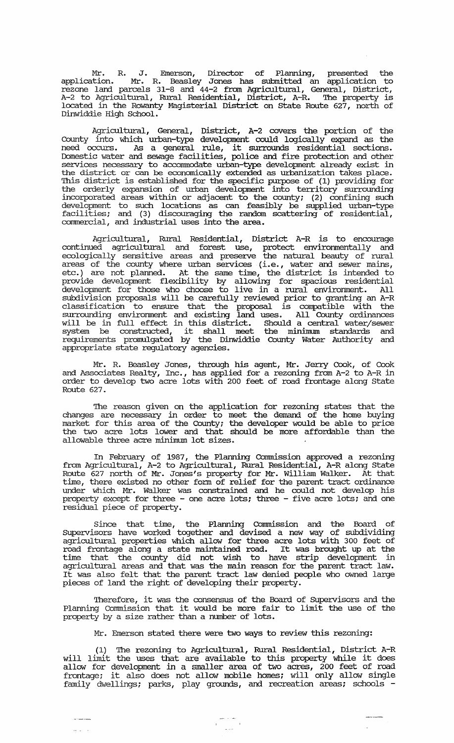Mr. R. J. Emerson, Director of Planning, presented the application. Mr. R. Beasley Jones has submitted an application to rezone land parcels 31-8 and 44-2 from Agricultural, General, District, A-2 to Agricultural, Rural Residential, District, A-R. The property is located in the Rowanty Magisterial District on State Route 627, north of Dinwiddie High School.

Agricultural, General, District, A-2 covers the portion of the County into which urban-type development could logically expand as the need occurs. As a general rule, it surrounds residential sections. Domestic water and sewage facilities, police and fire protection and other services necessary to accommodate urban-type development already exist in the district or can be economically extended as urbanization takes place. This district is established for the specific purpose of (1) providing for the orderly expansion of urban development into territory surrounding incorporated areas within or adjacent to the county; (2) confining such development to such locations as can feasibly be supplied urban-type facilities; and (3) discouraging the random scattering of residential, commercial, and industrial uses into the area.

Agricultural, Rural Residential, District A-R is to encourage continued agricultural and forest use, protect environmentally and ecologically sensitive areas and preserve the natural beauty of rural areas of the county where urban services (i.e., water and sewer mains, etc.) are not planned. At the same time, the district is intended to provide development flexibility by allowing for spacious residential development for those who choose to live in a rural environment. All subdivision proposals will be carefully reviewed prior to granting an A-R classification to ensure that the proposal is compatible with the surrounding environment and existing land uses. All County ordinances will be in full effect in this district. Should a central water/sewer system be constructed, it shall meet the minimum standards and requirements promulgated by the Dinwiddie County Water Authority and appropriate state regulatory agencies.

Mr. R. Beasley Jones, through his agent, Mr. Jerry Cook, of Cook and Associates Realty, Inc., has applied for a rezoning from A-2 to A-R in order to develop two acre lots with 200 feet of road frontage along State Route 627.

The reason given on the application for rezoning states that the changes are necessary in order to meet the demand of the home buying market for this area of the County; the developer would be able to price the two acre lots lower and that should be more affordable than the allowable three acre minimum lot sizes.

In February of 1987, the Planning Commission approved a rezoning from Agricultural, A-2 to Agricultural, Rural Residential, A-R along State Route 627 north of Mr. Jones's property for Mr. William Walker. At that time, there existed no other form of relief for the parent tract ordinance under which Mr. Walker was constrained and he could not develop his property except for three - one acre lots; three - five acre lots; and one residual piece of property.

Since that time, the Planning Commission and the Board of Supervisors have worked together and devised a new way of subdividing agricultural properties which allow for three acre lots with 300 feet of road frontage along a state maintained road. It was brought up at the time that the county did not wish to have strip development in agricultural areas and that was the main reason for the parent tract law. It was also felt that the parent tract law denied people who owned large pieces of land the right of developing their property.

Therefore, it was the consensus of the Board of Supervisors and the Planning Commission that it would be more fair to limit the use of the property by a size rather than a number of lots.

Mr. Emerson stated there were two ways to review this rezoning:

(1) The rezoning to Agricultural, Rural Residential, District A-R will limit the uses that are available to this property while it does allow for development in a smaller area of two acres, 200 feet of road frontage; it also does not allow mobile homes; will only allow single family dwellings; parks, play grounds, and recreation areas; schools -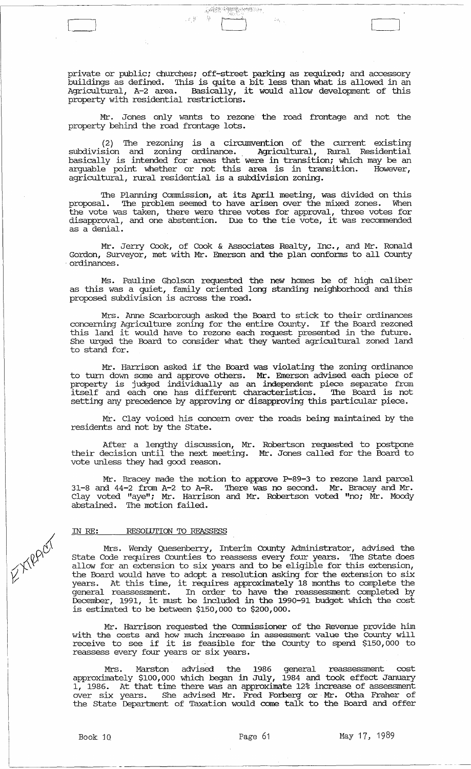private or public; churches; off-street parking as required; and accessory buildings as defined. This is quite a bit less than what is allowed in an Agricultural, A-2 area. Basically, it would allow development of this property with residential restrictions.

Mr. Jones only wants to rezone the road frontage and not the property behind the road frontage lots.

(2) The rezoning is a circumvention of the current existing subdivision and zoning ordinance. Agricultural, Rural Residential basically is intended for areas that were in transition; which may be an arguable point whether or not this area is in transition. However, agricultural, rural residential is a subdivision zoning.

The Planning Commission, at its April meeting, was divided on this proposal. The problem seemed to have arisen over the mixed zones. When the vote was taken, there were three votes for approval, three votes for disapproval, and one abstention. Due to the tie vote, it was recommended as a denial.

Mr. Jerry Cook, of Cook & Associates Realty, Inc., and Mr. Ronald Gordon, Surveyor, met with Mr. Emerson and the plan conforms to all County ordinances.

Ms. Pauline Gholson requested the new homes be of high caliber as this was a quiet, family oriented long standing neighborhood and this proposed subdivision is across the road.

Mrs. Anne Scarborough asked the Board to stick to their ordinances concerning Agriculture zoning for the entire County. If the Board rezoned this land it would have to rezone each request presented in the future. She urged the Board to consider what they wanted agricultural zoned land to stand for.

Mr. Harrison asked if the Board was violating the zoning ordinance to turn down some and approve others. Mr. Emerson advised each piece of property is judged individually as an independent piece separate from itself and each one has different characteristics. The Board is not setting any precedence by approving or disapproving this particular piece.

Mr. Clay voiced his concern over the roads being maintained by the residents and not by the State.

After a lengthy discussion, Mr. Robertson requested to postpone their decision until the next meeting. Mr. Jones called for the Board to vote unless they had good reason.

Mr. Bracey made the motion to approve P-89-3 to rezone land parcel 31-8 and 44-2 from A-2 to A-R. There was no second. Mr. Bracey and Mr. Clay voted "aye"; Mr. Harrison and Mr. Robertson voted "no; Mr. Moody abstained. The motion failed.

IN RE: RESOLUTION TO REASSESS

EXTRACT

Mrs. Wendy Quesenberry, Interim County Administrator, advised the State Code requires Counties to reassess every four years. The State does allow for an extension to six years and to be eligible for this extension, the Board would have to adopt a resolution asking for the extension to six years. At this time, it requires approximately 18 months to complete the general reassessment. In order to have the reassessment completed by December, 1991, it must be included in the 1990-91 budget which the cost is estimated to be between $150,000 to $200,000.

Mr. Harrison requested the Commissioner of the Revenue provide him with the costs and how much increase in assessment value the County will receive to see if it is feasible for the County to spend $150,000 to reassess every four years or six years.

Mrs. Marston advised the 1986 general reassessment cost approximately $100,000 which began in July, 1984 and took effect January 1, 1986. At that time there was an approximate 12% increase of assessment over six years. She advised Mr. Fred Forberg or Mr. Otha Fraher of the State Department of Taxation would come talk to the Board and offer

Book 10 May 17, 1989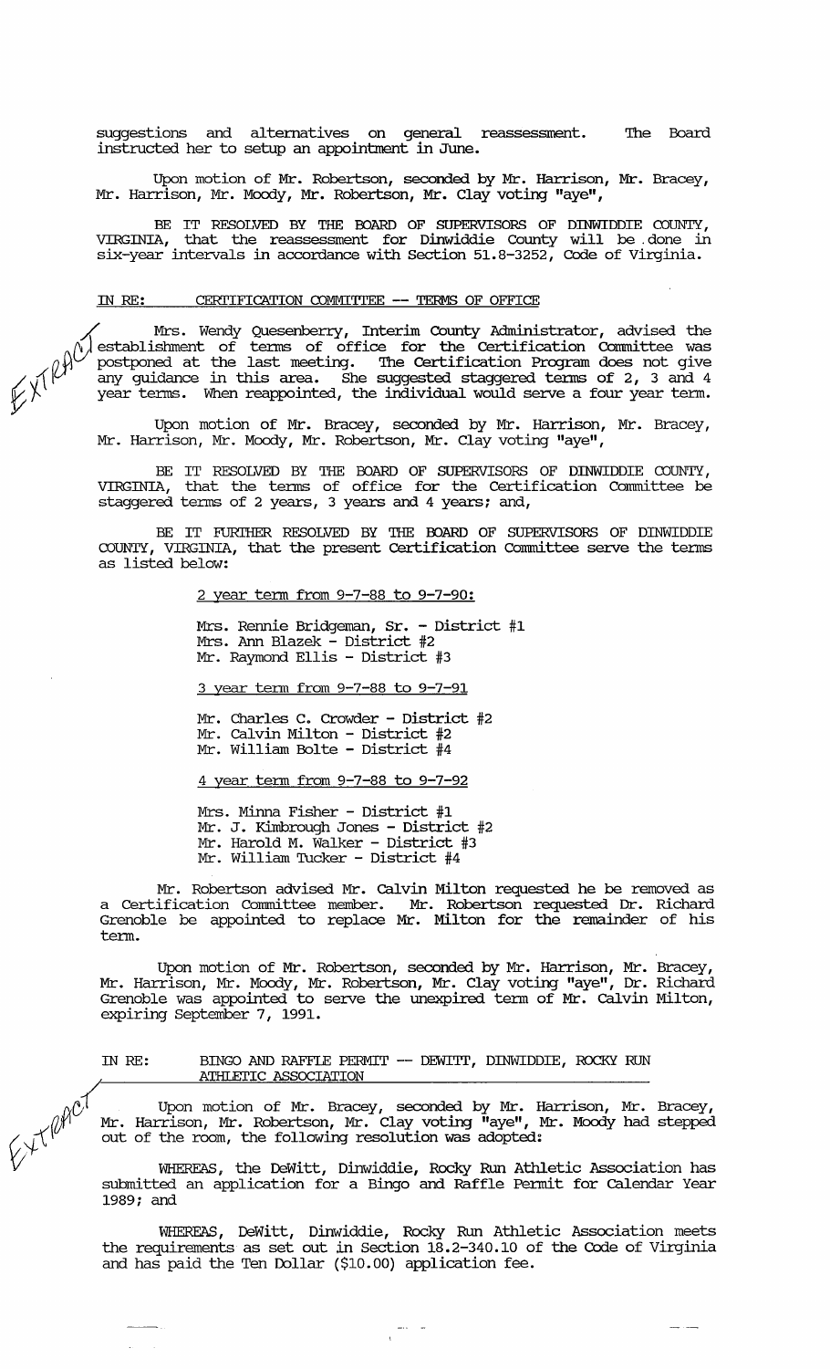suggestions and alternatives on general reassessment. The Board instructed her to setup an appointment in June.

Upon motion of Mr. Robertson, seconded by Mr. Harrison, Mr. Bracey, Mr. Harrison, Mr. Moody, Mr. Robertson, Mr. Clay voting "aye",

BE IT RESOLVED BY THE BOARD OF SUPERVISORS OF DINWIDDIE COUNTY, VIRGINIA, that the reassessment for Dinwiddie County will be done in six-year intervals in accordance with Section 51.8-3252, Code of Virginia.

IN RE: CERTIFICATION COMMITTEE -- TERMS OF OFFICE

EXTRACT

Mrs. Wendy Quesenberry, Interim County Administrator, advised the establishment of terms of office for the Certification Committee was postponed at the last meeting. The Certification Program does not give any guidance in this area. She suggested staggered terms of 2, 3 and 4 year terms. When reappointed, the individual would serve a four year term.

Upon motion of Mr. Bracey, seconded by Mr. Harrison, Mr. Bracey, Mr. Harrison, Mr. Moody, Mr. Robertson, Mr. Clay voting "aye",

BE IT RESOLVED BY THE BOARD OF SUPERVISORS OF DINWIDDIE COUNTY, VIRGINIA, that the terms of office for the Certification Committee be staggered terms of 2 years, 3 years and 4 years; and,

BE IT FURTHER RESOLVED BY THE BOARD OF SUPERVISORS OF DINWIDDIE COUNTY, VIRGINIA, that the present Certification Committee serve the terms as listed below:

2 year term from 9-7-88 to 9-7-90:

Mrs. Rennie Bridgeman, Sr. - District #1
Mrs. Ann Blazek - District #2
Mr. Raymond Ellis - District #3

3 year term from 9-7-88 to 9-7-91

Mr. Charles C. Crowder - District #2
Mr. Calvin Milton - District #2
Mr. William Bolte - District #4

4 year term from 9-7-88 to 9-7-92

Mrs. Minna Fisher - District #1
Mr. J. Kimbrough Jones - District #2
Mr. Harold M. Walker - District #3
Mr. William Tucker - District #4

Mr. Robertson advised Mr. Calvin Milton requested he be removed as a Certification Committee member. Mr. Robertson requested Dr. Richard Grenoble be appointed to replace Mr. Milton for the remainder of his term.

Upon motion of Mr. Robertson, seconded by Mr. Harrison, Mr. Bracey, Mr. Harrison, Mr. Moody, Mr. Robertson, Mr. Clay voting "aye", Dr. Richard Grenoble was appointed to serve the unexpired term of Mr. Calvin Milton, expiring September 7, 1991.

IN RE: BINGO AND RAFFLE PERMIT -- DEWITT, DINWIDDIE, ROCKY RUN ATHLETIC ASSOCIATION

EXTRACT

Upon motion of Mr. Bracey, seconded by Mr. Harrison, Mr. Bracey, Mr. Harrison, Mr. Robertson, Mr. Clay voting "aye", Mr. Moody had stepped out of the room, the following resolution was adopted:

WHEREAS, the DeWitt, Dinwiddie, Rocky Run Athletic Association has submitted an application for a Bingo and Raffle Permit for Calendar Year 1989; and

WHEREAS, DeWitt, Dinwiddie, Rocky Run Athletic Association meets the requirements as set out in Section 18.2-340.10 of the Code of Virginia and has paid the Ten Dollar ($10.00) application fee.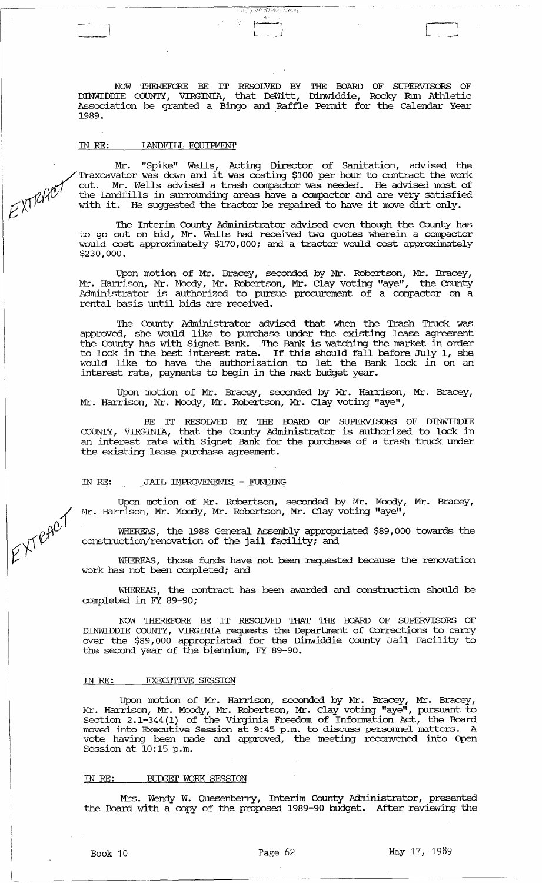NOW THEREFORE BE IT RESOLVED BY THE BOARD OF SUPERVISORS OF DINWIDDIE COUNTY, VIRGINIA, that DeWitt, Dinwiddie, Rocky Run Athletic Association be granted a Bingo and Raffle Permit for the Calendar Year 1989.

IN RE: LANDFILL EQUIPMENT

Mr. "Spike" Wells, Acting Director of Sanitation, advised the Traxcavator was down and it was costing $100 per hour to contract the work out. Mr. Wells advised a trash compactor was needed. He advised most of the Landfills in surrounding areas have a compactor and are very satisfied with it. He suggested the tractor be repaired to have it move dirt only.

The Interim County Administrator advised even though the County has to go out on bid, Mr. Wells had received two quotes wherein a compactor would cost approximately $170,000; and a tractor would cost approximately $230,000.

Upon motion of Mr. Bracey, seconded by Mr. Robertson, Mr. Bracey, Mr. Harrison, Mr. Moody, Mr. Robertson, Mr. Clay voting "aye", the County Administrator is authorized to pursue procurement of a compactor on a rental basis until bids are received.

The County Administrator advised that when the Trash Truck was approved, she would like to purchase under the existing lease agreement the County has with Signet Bank. The Bank is watching the market in order to lock in the best interest rate. If this should fall before July 1, she would like to have the authorization to let the Bank lock in on an interest rate, payments to begin in the next budget year.

Upon motion of Mr. Bracey, seconded by Mr. Harrison, Mr. Bracey, Mr. Harrison, Mr. Moody, Mr. Robertson, Mr. Clay voting "aye",

BE IT RESOLVED BY THE BOARD OF SUPERVISORS OF DINWIDDIE COUNTY, VIRGINIA, that the County Administrator is authorized to lock in an interest rate with Signet Bank for the purchase of a trash truck under the existing lease purchase agreement.

IN RE: JAIL IMPROVEMENTS - FUNDING

Upon motion of Mr. Robertson, seconded by Mr. Moody, Mr. Bracey, Mr. Harrison, Mr. Moody, Mr. Robertson, Mr. Clay voting "aye",

WHEREAS, the 1988 General Assembly appropriated $89,000 towards the construction/renovation of the jail facility; and

WHEREAS, those funds have not been requested because the renovation work has not been completed; and

WHEREAS, the contract has been awarded and construction should be completed in FY 89-90;

NOW THEREFORE BE IT RESOLVED THAT THE BOARD OF SUPERVISORS OF DINWIDDIE COUNTY, VIRGINIA requests the Department of Corrections to carry over the $89,000 appropriated for the Dinwiddie County Jail Facility to the second year of the biennium, FY 89-90.

IN RE: EXECUTIVE SESSION

Upon motion of Mr. Harrison, seconded by Mr. Bracey, Mr. Bracey, Mr. Harrison, Mr. Moody, Mr. Robertson, Mr. Clay voting "aye", pursuant to Section 2.1-344(1) of the Virginia Freedom of Information Act, the Board moved into Executive Session at 9:45 p.m. to discuss personnel matters. A vote having been made and approved, the meeting reconvened into Open Session at 10:15 p.m.

IN RE: BUDGET WORK SESSION

Mrs. Wendy W. Quesenberry, Interim County Administrator, presented the Board with a copy of the proposed 1989-90 budget. After reviewing the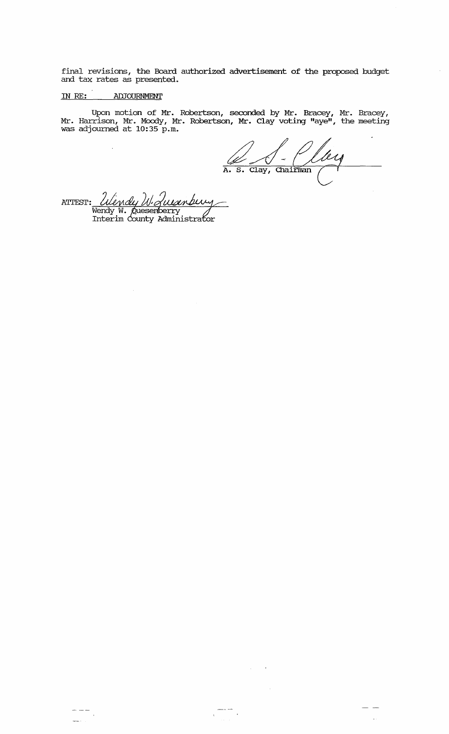final revisions, the Board authorized advertisement of the proposed budget and tax rates as presented.

IN RE: ADJOURNMENT

Upon motion of Mr. Robertson, seconded by Mr. Bracey, Mr. Bracey, Mr. Harrison, Mr. Moody, Mr. Robertson, Mr. Clay voting "aye", the meeting was adjourned at 10:35 p.m.

A. S. Clay, Chairman

ATTEST:

Wendy W. Quesenberry
Interim County Administrator